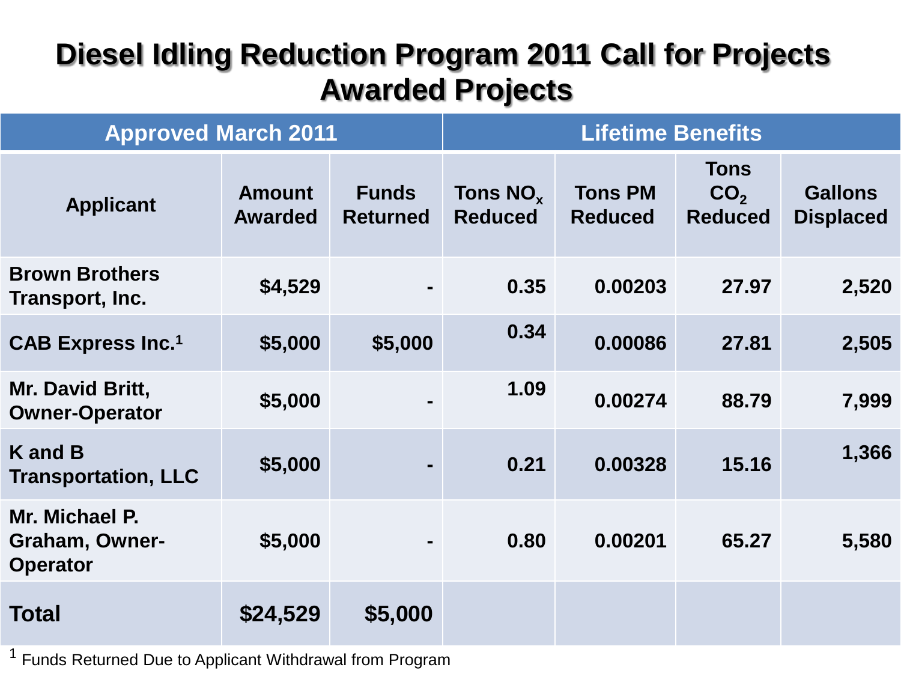# Diesel Idling Reduction Program 2011 Call for Projects Awarded Projects

| Approved March 2011 | | | Lifetime Benefits | | | |
|---|---|---|---|---|---|---|
| Applicant | Amount Awarded | Funds Returned | Tons $NO_x$ Reduced | Tons PM Reduced | Tons $CO_2$ Reduced | Gallons Displaced |
| Brown Brothers Transport, Inc. | $4,529 | - | 0.35 | 0.00203 | 27.97 | 2,520 |
| CAB Express Inc.[1] | $5,000 | $5,000 | 0.34 | 0.00086 | 27.81 | 2,505 |
| Mr. David Britt, Owner-Operator | $5,000 | - | 1.09 | 0.00274 | 88.79 | 7,999 |
| K and B Transportation, LLC | $5,000 | - | 0.21 | 0.00328 | 15.16 | 1,366 |
| Mr. Michael P. Graham, Owner-Operator | $5,000 | - | 0.80 | 0.00201 | 65.27 | 5,580 |
| **Total** | **$24,529** | **$5,000** | | | | |

[1] Funds Returned Due to Applicant Withdrawal from Program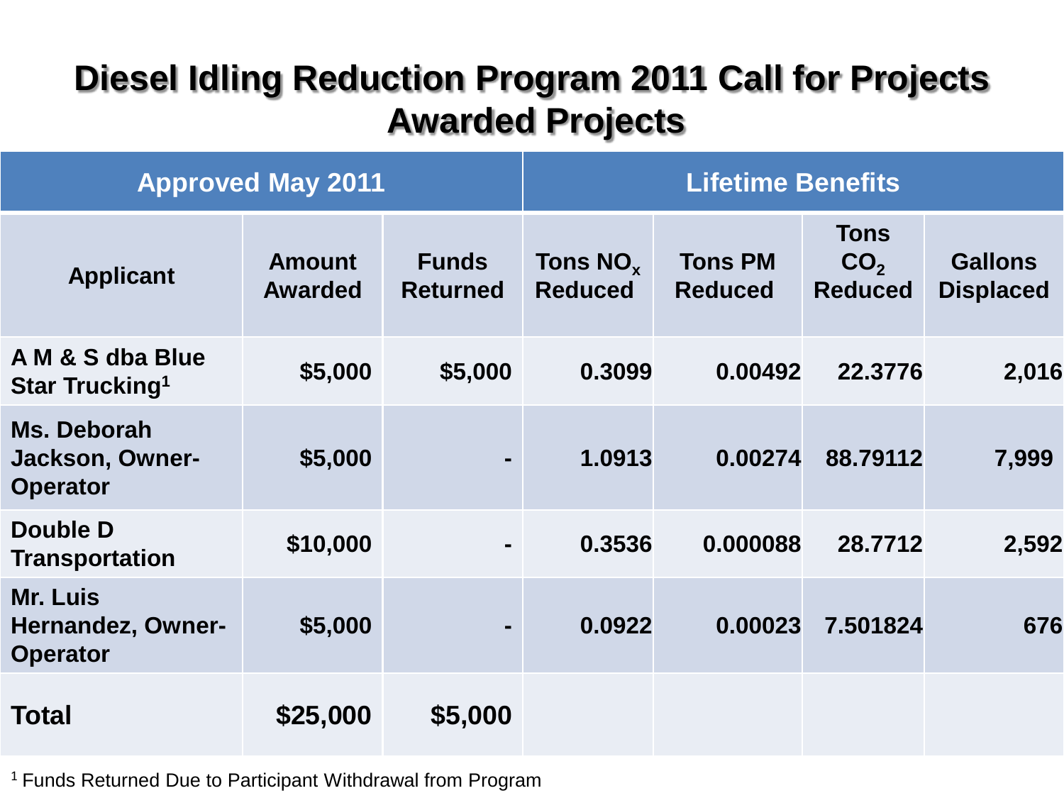# Diesel Idling Reduction Program 2011 Call for Projects Awarded Projects

| Approved May 2011 | | | Lifetime Benefits | | | |
|---|---|---|---|---|---|---|
| Applicant | Amount Awarded | Funds Returned | Tons $NO_x$ Reduced | Tons PM Reduced | Tons $CO_2$ Reduced | Gallons Displaced |
| A M & S dba Blue Star Trucking[1] | $5,000 | $5,000 | 0.3099 | 0.00492 | 22.3776 | 2,016 |
| Ms. Deborah Jackson, Owner-Operator | $5,000 | - | 1.0913 | 0.00274 | 88.79112 | 7,999 |
| Double D Transportation | $10,000 | - | 0.3536 | 0.000088 | 28.7712 | 2,592 |
| Mr. Luis Hernandez, Owner-Operator | $5,000 | - | 0.0922 | 0.00023 | 7.501824 | 676 |
| **Total** | **$25,000** | **$5,000** | | | | |

[1] Funds Returned Due to Participant Withdrawal from Program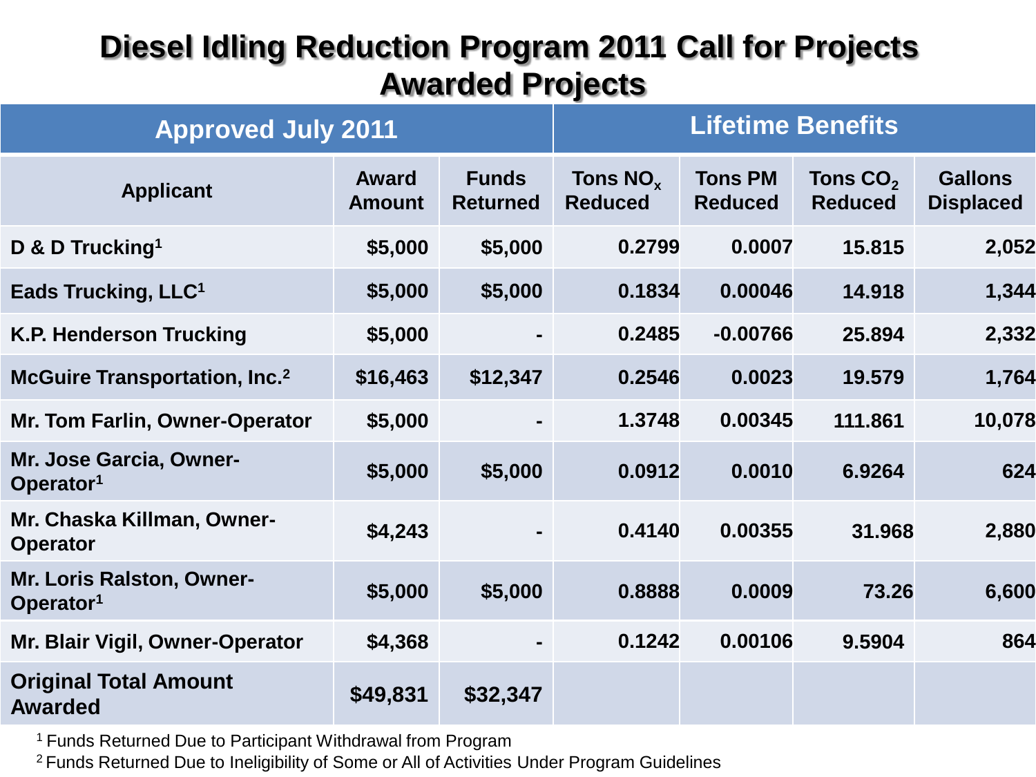# Diesel Idling Reduction Program 2011 Call for Projects Awarded Projects

| Approved July 2011 | | | Lifetime Benefits | | | |
|---|---|---|---|---|---|---|
| **Applicant** | **Award Amount** | **Funds Returned** | **Tons $NO_x$ Reduced** | **Tons PM Reduced** | **Tons $CO_2$ Reduced** | **Gallons Displaced** |
| D & D Trucking[1] | $5,000 | $5,000 | 0.2799 | 0.0007 | 15.815 | 2,052 |
| Eads Trucking, LLC[1] | $5,000 | $5,000 | 0.1834 | 0.00046 | 14.918 | 1,344 |
| K.P. Henderson Trucking | $5,000 | - | 0.2485 | -0.00766 | 25.894 | 2,332 |
| McGuire Transportation, Inc.[2] | $16,463 | $12,347 | 0.2546 | 0.0023 | 19.579 | 1,764 |
| Mr. Tom Farlin, Owner-Operator | $5,000 | - | 1.3748 | 0.00345 | 111.861 | 10,078 |
| Mr. Jose Garcia, Owner-Operator[1] | $5,000 | $5,000 | 0.0912 | 0.0010 | 6.9264 | 624 |
| Mr. Chaska Killman, Owner-Operator | $4,243 | - | 0.4140 | 0.00355 | 31.968 | 2,880 |
| Mr. Loris Ralston, Owner-Operator[1] | $5,000 | $5,000 | 0.8888 | 0.0009 | 73.26 | 6,600 |
| Mr. Blair Vigil, Owner-Operator | $4,368 | - | 0.1242 | 0.00106 | 9.5904 | 864 |
| **Original Total Amount Awarded** | **$49,831** | **$32,347** | | | | |

[1] Funds Returned Due to Participant Withdrawal from Program

[2] Funds Returned Due to Ineligibility of Some or All of Activities Under Program Guidelines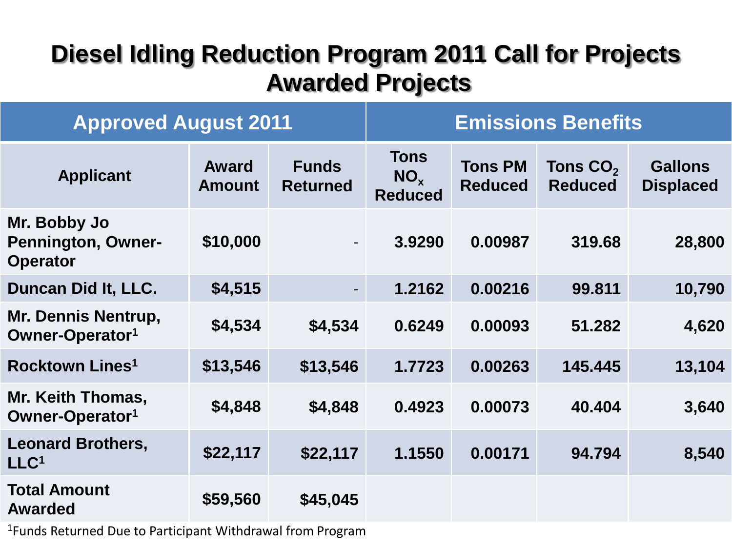# Diesel Idling Reduction Program 2011 Call for Projects Awarded Projects

| Approved August 2011 | | | Emissions Benefits | | | |
|---|---|---|---|---|---|---|
| Applicant | Award Amount | Funds Returned | Tons $NO_x$ Reduced | Tons PM Reduced | Tons $CO_2$ Reduced | Gallons Displaced |
| Mr. Bobby Jo Pennington, Owner-Operator | $10,000 | - | 3.9290 | 0.00987 | 319.68 | 28,800 |
| Duncan Did It, LLC. | $4,515 | - | 1.2162 | 0.00216 | 99.811 | 10,790 |
| Mr. Dennis Nentrup, Owner-Operator[1] | $4,534 | $4,534 | 0.6249 | 0.00093 | 51.282 | 4,620 |
| Rocktown Lines[1] | $13,546 | $13,546 | 1.7723 | 0.00263 | 145.445 | 13,104 |
| Mr. Keith Thomas, Owner-Operator[1] | $4,848 | $4,848 | 0.4923 | 0.00073 | 40.404 | 3,640 |
| Leonard Brothers, LLC[1] | $22,117 | $22,117 | 1.1550 | 0.00171 | 94.794 | 8,540 |
| Total Amount Awarded | $59,560 | $45,045 | | | | |

[1]Funds Returned Due to Participant Withdrawal from Program